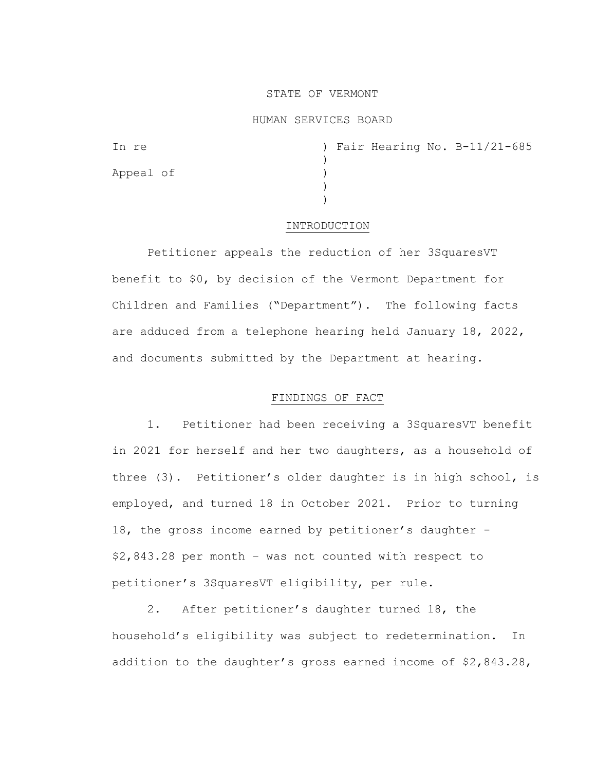STATE OF VERMONT

HUMAN SERVICES BOARD

In re ) Fair Hearing No. B-11/21-685
)
Appeal of )
)
)

## INTRODUCTION

Petitioner appeals the reduction of her 3SquaresVT benefit to $0, by decision of the Vermont Department for Children and Families ("Department"). The following facts are adduced from a telephone hearing held January 18, 2022, and documents submitted by the Department at hearing.

## FINDINGS OF FACT

1. Petitioner had been receiving a 3SquaresVT benefit in 2021 for herself and her two daughters, as a household of three (3). Petitioner's older daughter is in high school, is employed, and turned 18 in October 2021. Prior to turning 18, the gross income earned by petitioner's daughter - $2,843.28 per month – was not counted with respect to petitioner's 3SquaresVT eligibility, per rule.

2. After petitioner's daughter turned 18, the household's eligibility was subject to redetermination. In addition to the daughter's gross earned income of $2,843.28,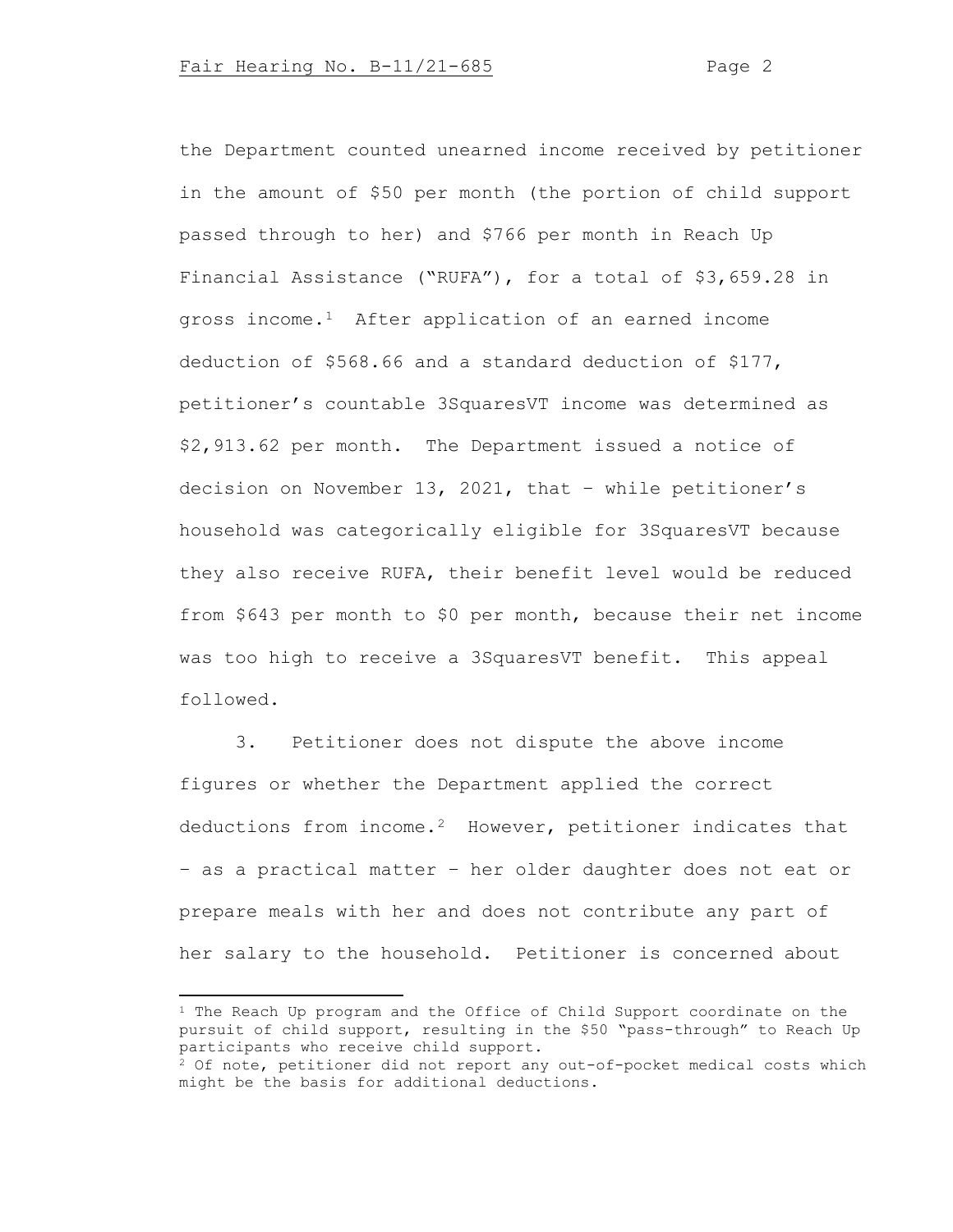the Department counted unearned income received by petitioner in the amount of $50 per month (the portion of child support passed through to her) and $766 per month in Reach Up Financial Assistance ("RUFA"), for a total of $3,659.28 in gross income.[1] After application of an earned income deduction of $568.66 and a standard deduction of $177, petitioner's countable 3SquaresVT income was determined as $2,913.62 per month. The Department issued a notice of decision on November 13, 2021, that – while petitioner's household was categorically eligible for 3SquaresVT because they also receive RUFA, their benefit level would be reduced from $643 per month to $0 per month, because their net income was too high to receive a 3SquaresVT benefit. This appeal followed.

3. Petitioner does not dispute the above income figures or whether the Department applied the correct deductions from income.[2] However, petitioner indicates that – as a practical matter – her older daughter does not eat or prepare meals with her and does not contribute any part of her salary to the household. Petitioner is concerned about

---

[1] The Reach Up program and the Office of Child Support coordinate on the pursuit of child support, resulting in the $50 "pass-through" to Reach Up participants who receive child support.

[2] Of note, petitioner did not report any out-of-pocket medical costs which might be the basis for additional deductions.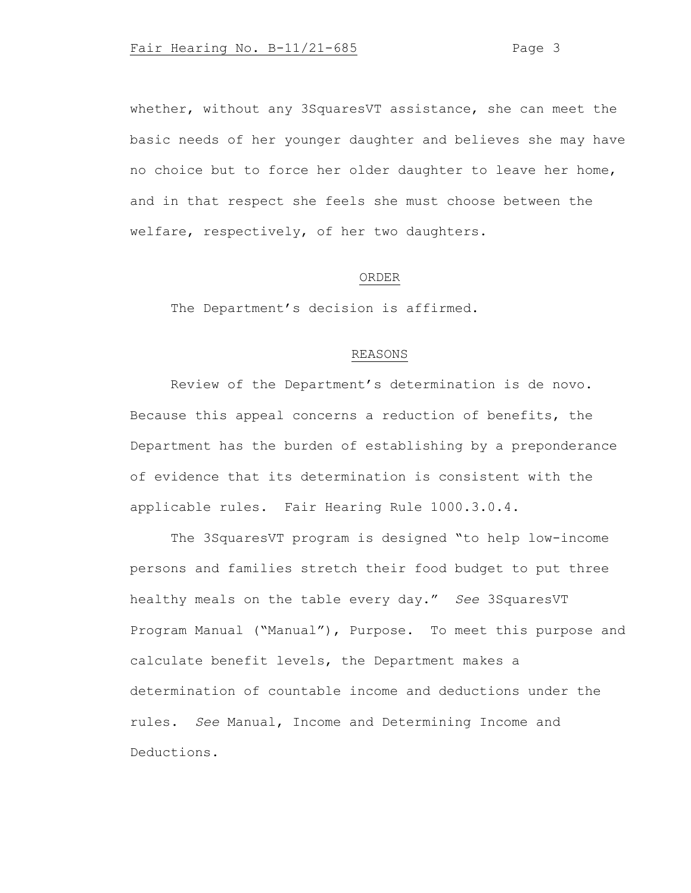whether, without any 3SquaresVT assistance, she can meet the basic needs of her younger daughter and believes she may have no choice but to force her older daughter to leave her home, and in that respect she feels she must choose between the welfare, respectively, of her two daughters.

## ORDER

The Department's decision is affirmed.

## REASONS

Review of the Department's determination is de novo. Because this appeal concerns a reduction of benefits, the Department has the burden of establishing by a preponderance of evidence that its determination is consistent with the applicable rules. Fair Hearing Rule 1000.3.0.4.

The 3SquaresVT program is designed "to help low-income persons and families stretch their food budget to put three healthy meals on the table every day." *See* 3SquaresVT Program Manual ("Manual"), Purpose. To meet this purpose and calculate benefit levels, the Department makes a determination of countable income and deductions under the rules. *See* Manual, Income and Determining Income and Deductions.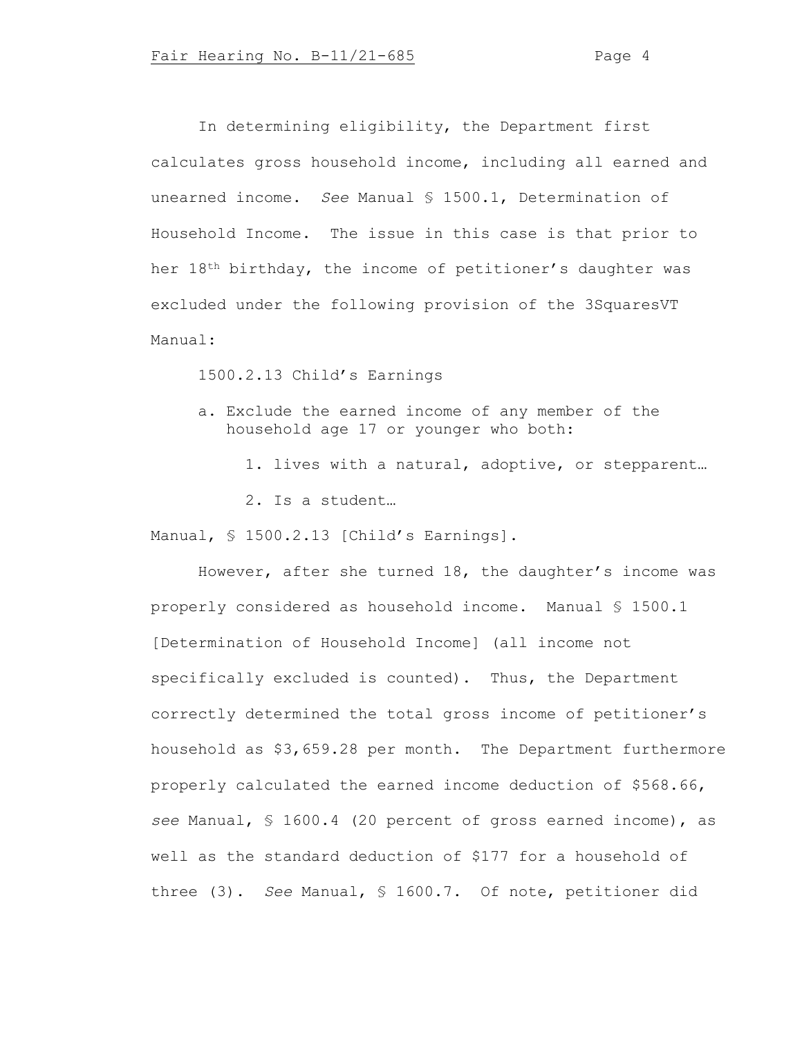In determining eligibility, the Department first calculates gross household income, including all earned and unearned income. *See* Manual § 1500.1, Determination of Household Income. The issue in this case is that prior to her 18th birthday, the income of petitioner's daughter was excluded under the following provision of the 3SquaresVT Manual:

> 1500.2.13 Child's Earnings
>
> a. Exclude the earned income of any member of the household age 17 or younger who both:
>
>     1. lives with a natural, adoptive, or stepparent…
>
>     2. Is a student…

Manual, § 1500.2.13 [Child's Earnings].

However, after she turned 18, the daughter's income was properly considered as household income. Manual § 1500.1 [Determination of Household Income] (all income not specifically excluded is counted). Thus, the Department correctly determined the total gross income of petitioner's household as $3,659.28 per month. The Department furthermore properly calculated the earned income deduction of $568.66, *see* Manual, § 1600.4 (20 percent of gross earned income), as well as the standard deduction of $177 for a household of three (3). *See* Manual, § 1600.7. Of note, petitioner did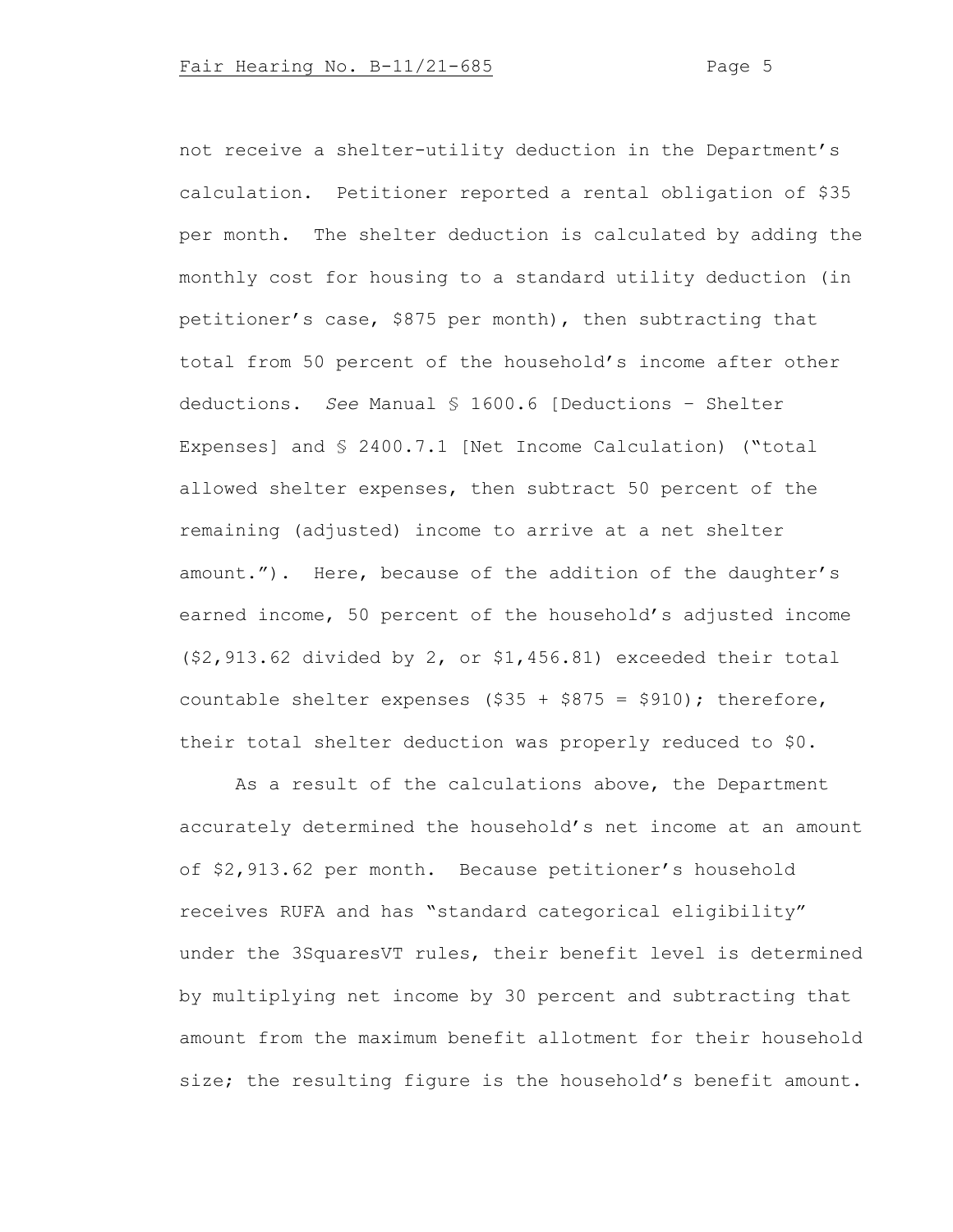not receive a shelter-utility deduction in the Department's calculation. Petitioner reported a rental obligation of $35 per month. The shelter deduction is calculated by adding the monthly cost for housing to a standard utility deduction (in petitioner's case, $875 per month), then subtracting that total from 50 percent of the household's income after other deductions. *See* Manual § 1600.6 [Deductions – Shelter Expenses] and § 2400.7.1 [Net Income Calculation) ("total allowed shelter expenses, then subtract 50 percent of the remaining (adjusted) income to arrive at a net shelter amount."). Here, because of the addition of the daughter's earned income, 50 percent of the household's adjusted income ($2,913.62 divided by 2, or $1,456.81) exceeded their total countable shelter expenses ($35 + $875 = $910); therefore, their total shelter deduction was properly reduced to $0.

As a result of the calculations above, the Department accurately determined the household's net income at an amount of $2,913.62 per month. Because petitioner's household receives RUFA and has "standard categorical eligibility" under the 3SquaresVT rules, their benefit level is determined by multiplying net income by 30 percent and subtracting that amount from the maximum benefit allotment for their household size; the resulting figure is the household's benefit amount.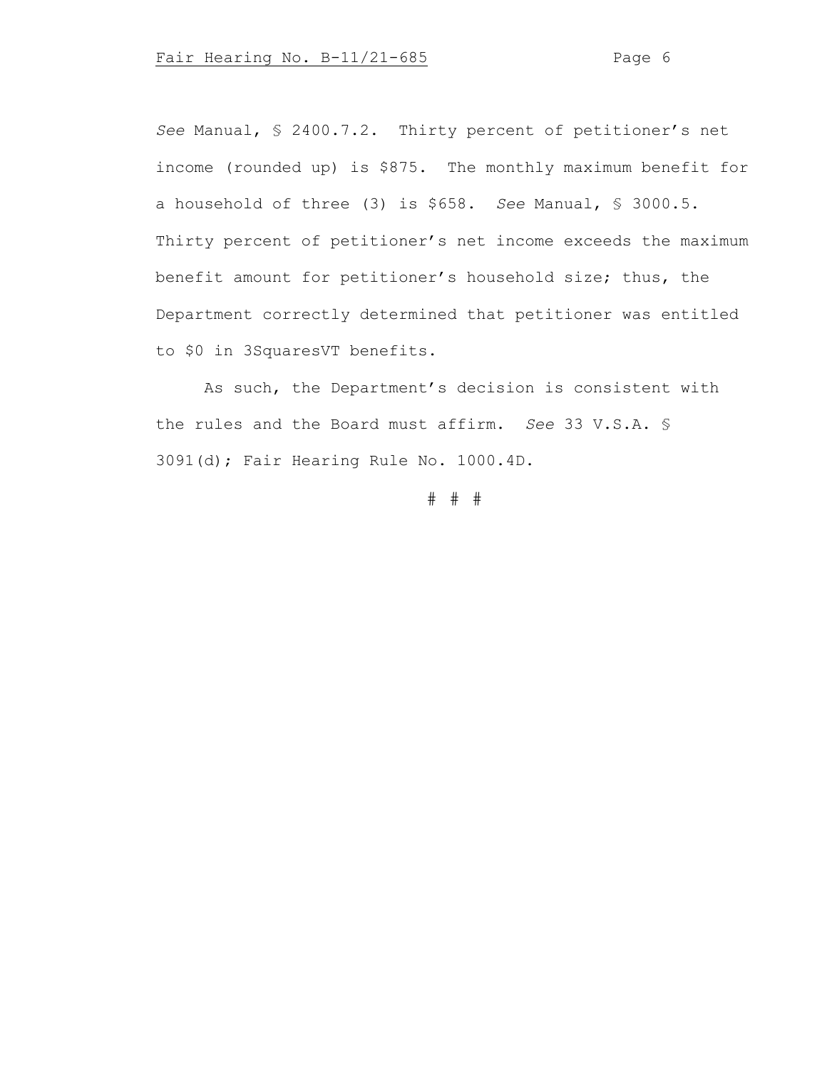*See* Manual, § 2400.7.2. Thirty percent of petitioner's net income (rounded up) is $875. The monthly maximum benefit for a household of three (3) is $658. *See* Manual, § 3000.5. Thirty percent of petitioner's net income exceeds the maximum benefit amount for petitioner's household size; thus, the Department correctly determined that petitioner was entitled to $0 in 3SquaresVT benefits.

As such, the Department's decision is consistent with the rules and the Board must affirm. *See* 33 V.S.A. § 3091(d); Fair Hearing Rule No. 1000.4D.

# # #